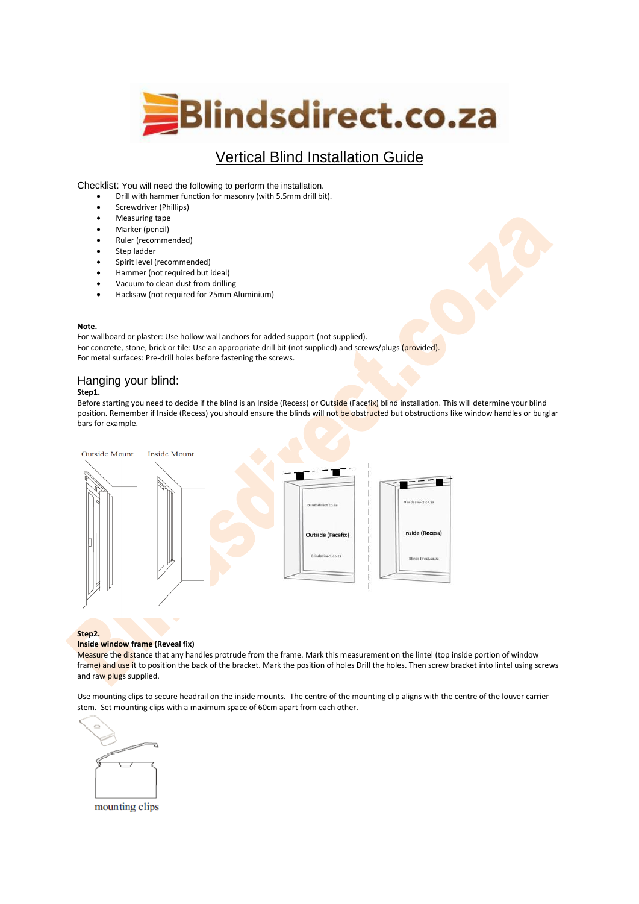# Blindsdirect.co.za

## Vertical Blind Installation Guide

Checklist: You will need the following to perform the installation.

- Drill with hammer function for masonry (with 5.5mm drill bit).
- Screwdriver (Phillips)
- Measuring tape
- Marker (pencil)
- Ruler (recommended)
- Step ladder
- Spirit level (recommended)
- Hammer (not required but ideal)
- Vacuum to clean dust from drilling
- Hacksaw (not required for 25mm Aluminium)

**Note.**
For wallboard or plaster: Use hollow wall anchors for added support (not supplied).
For concrete, stone, brick or tile: Use an appropriate drill bit (not supplied) and screws/plugs (provided).
For metal surfaces: Pre-drill holes before fastening the screws.

## Hanging your blind:

**Step1.**
Before starting you need to decide if the blind is an Inside (Recess) or Outside (Facefix) blind installation. This will determine your blind position. Remember if Inside (Recess) you should ensure the blinds will not be obstructed but obstructions like window handles or burglar bars for example.

Outside Mount Inside Mount

Outside (Facefix) Inside (Recess)

**Step2.**
**Inside window frame (Reveal fix)**
Measure the distance that any handles protrude from the frame. Mark this measurement on the lintel (top inside portion of window frame) and use it to position the back of the bracket. Mark the position of holes Drill the holes. Then screw bracket into lintel using screws and raw plugs supplied.

Use mounting clips to secure headrail on the inside mounts. The centre of the mounting clip aligns with the centre of the louver carrier stem. Set mounting clips with a maximum space of 60cm apart from each other.

mounting clips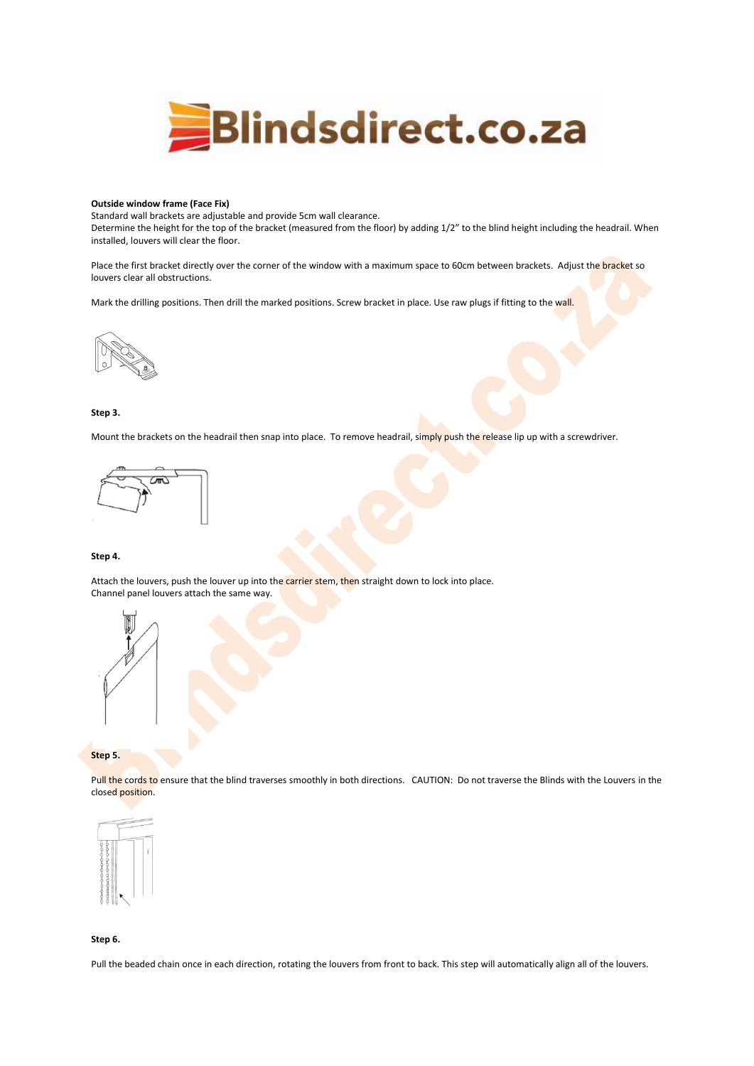**Outside window frame (Face Fix)**

Standard wall brackets are adjustable and provide 5cm wall clearance.

Determine the height for the top of the bracket (measured from the floor) by adding 1/2" to the blind height including the headrail. When installed, louvers will clear the floor.

Place the first bracket directly over the corner of the window with a maximum space to 60cm between brackets. Adjust the bracket so louvers clear all obstructions.

Mark the drilling positions. Then drill the marked positions. Screw bracket in place. Use raw plugs if fitting to the wall.

**Step 3.**

Mount the brackets on the headrail then snap into place. To remove headrail, simply push the release lip up with a screwdriver.

**Step 4.**

Attach the louvers, push the louver up into the carrier stem, then straight down to lock into place.
Channel panel louvers attach the same way.

**Step 5.**

Pull the cords to ensure that the blind traverses smoothly in both directions. CAUTION: Do not traverse the Blinds with the Louvers in the closed position.

**Step 6.**

Pull the beaded chain once in each direction, rotating the louvers from front to back. This step will automatically align all of the louvers.